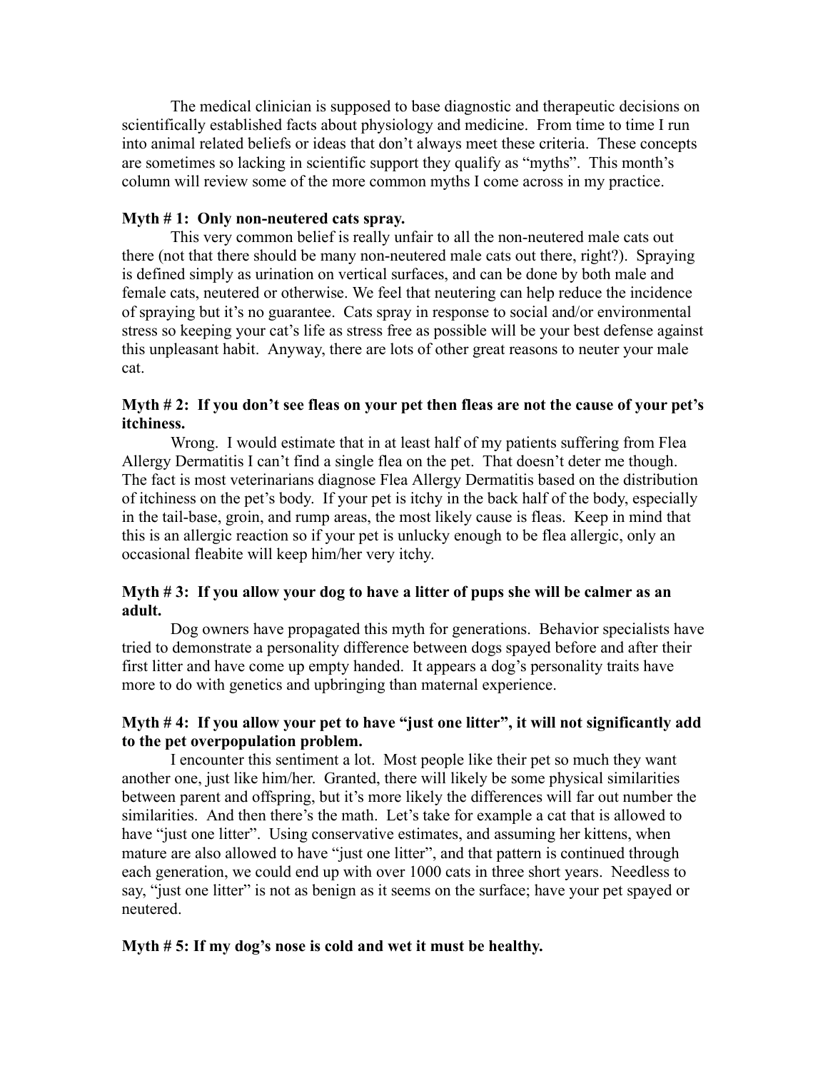The medical clinician is supposed to base diagnostic and therapeutic decisions on scientifically established facts about physiology and medicine. From time to time I run into animal related beliefs or ideas that don't always meet these criteria. These concepts are sometimes so lacking in scientific support they qualify as "myths". This month's column will review some of the more common myths I come across in my practice.

**Myth # 1: Only non-neutered cats spray.**

This very common belief is really unfair to all the non-neutered male cats out there (not that there should be many non-neutered male cats out there, right?). Spraying is defined simply as urination on vertical surfaces, and can be done by both male and female cats, neutered or otherwise. We feel that neutering can help reduce the incidence of spraying but it's no guarantee. Cats spray in response to social and/or environmental stress so keeping your cat's life as stress free as possible will be your best defense against this unpleasant habit. Anyway, there are lots of other great reasons to neuter your male cat.

**Myth # 2: If you don't see fleas on your pet then fleas are not the cause of your pet's itchiness.**

Wrong. I would estimate that in at least half of my patients suffering from Flea Allergy Dermatitis I can't find a single flea on the pet. That doesn't deter me though. The fact is most veterinarians diagnose Flea Allergy Dermatitis based on the distribution of itchiness on the pet's body. If your pet is itchy in the back half of the body, especially in the tail-base, groin, and rump areas, the most likely cause is fleas. Keep in mind that this is an allergic reaction so if your pet is unlucky enough to be flea allergic, only an occasional fleabite will keep him/her very itchy.

**Myth # 3: If you allow your dog to have a litter of pups she will be calmer as an adult.**

Dog owners have propagated this myth for generations. Behavior specialists have tried to demonstrate a personality difference between dogs spayed before and after their first litter and have come up empty handed. It appears a dog's personality traits have more to do with genetics and upbringing than maternal experience.

**Myth # 4: If you allow your pet to have "just one litter", it will not significantly add to the pet overpopulation problem.**

I encounter this sentiment a lot. Most people like their pet so much they want another one, just like him/her. Granted, there will likely be some physical similarities between parent and offspring, but it's more likely the differences will far out number the similarities. And then there's the math. Let's take for example a cat that is allowed to have "just one litter". Using conservative estimates, and assuming her kittens, when mature are also allowed to have "just one litter", and that pattern is continued through each generation, we could end up with over 1000 cats in three short years. Needless to say, "just one litter" is not as benign as it seems on the surface; have your pet spayed or neutered.

**Myth # 5: If my dog's nose is cold and wet it must be healthy.**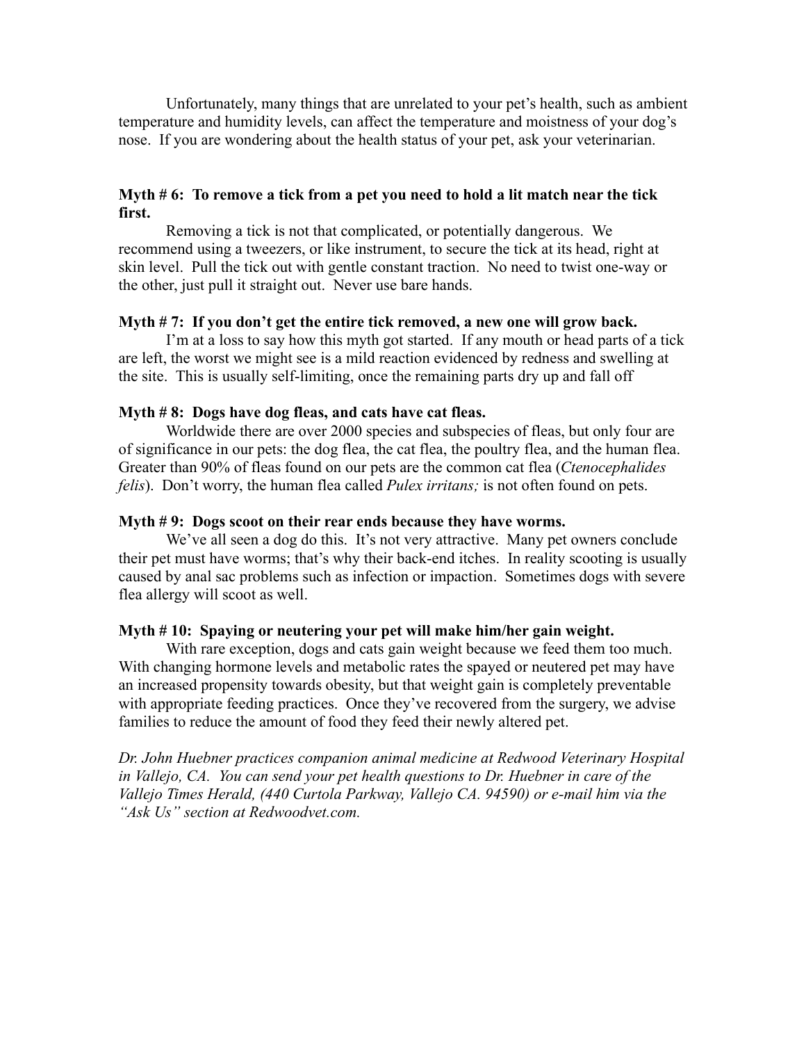Unfortunately, many things that are unrelated to your pet's health, such as ambient temperature and humidity levels, can affect the temperature and moistness of your dog's nose. If you are wondering about the health status of your pet, ask your veterinarian.

**Myth # 6: To remove a tick from a pet you need to hold a lit match near the tick first.**

Removing a tick is not that complicated, or potentially dangerous. We recommend using a tweezers, or like instrument, to secure the tick at its head, right at skin level. Pull the tick out with gentle constant traction. No need to twist one-way or the other, just pull it straight out. Never use bare hands.

**Myth # 7: If you don't get the entire tick removed, a new one will grow back.**

I'm at a loss to say how this myth got started. If any mouth or head parts of a tick are left, the worst we might see is a mild reaction evidenced by redness and swelling at the site. This is usually self-limiting, once the remaining parts dry up and fall off

**Myth # 8: Dogs have dog fleas, and cats have cat fleas.**

Worldwide there are over 2000 species and subspecies of fleas, but only four are of significance in our pets: the dog flea, the cat flea, the poultry flea, and the human flea. Greater than 90% of fleas found on our pets are the common cat flea (*Ctenocephalides felis*). Don't worry, the human flea called *Pulex irritans;* is not often found on pets.

**Myth # 9: Dogs scoot on their rear ends because they have worms.**

We've all seen a dog do this. It's not very attractive. Many pet owners conclude their pet must have worms; that's why their back-end itches. In reality scooting is usually caused by anal sac problems such as infection or impaction. Sometimes dogs with severe flea allergy will scoot as well.

**Myth # 10: Spaying or neutering your pet will make him/her gain weight.**

With rare exception, dogs and cats gain weight because we feed them too much. With changing hormone levels and metabolic rates the spayed or neutered pet may have an increased propensity towards obesity, but that weight gain is completely preventable with appropriate feeding practices. Once they've recovered from the surgery, we advise families to reduce the amount of food they feed their newly altered pet.

*Dr. John Huebner practices companion animal medicine at Redwood Veterinary Hospital in Vallejo, CA. You can send your pet health questions to Dr. Huebner in care of the Vallejo Times Herald, (440 Curtola Parkway, Vallejo CA. 94590) or e-mail him via the "Ask Us" section at Redwoodvet.com.*